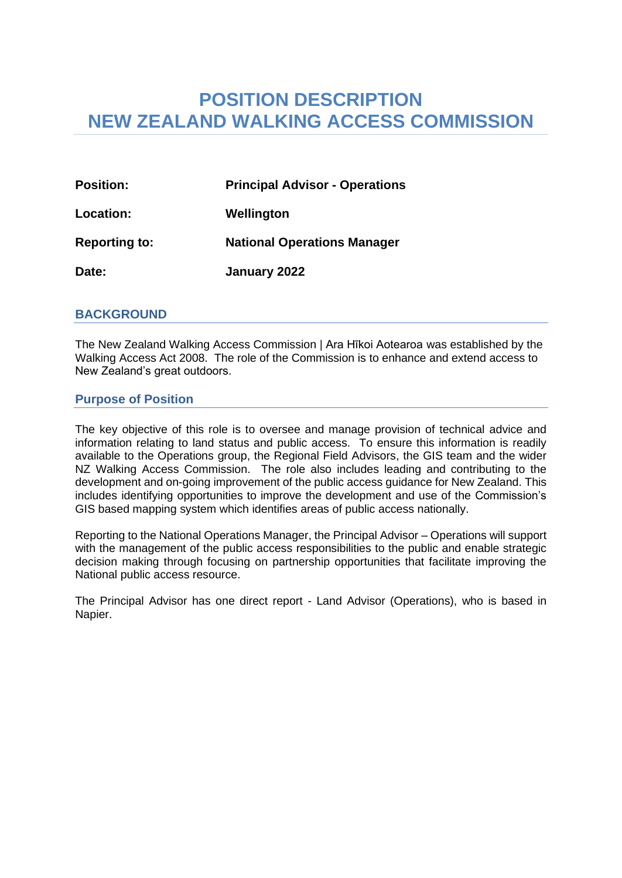# POSITION DESCRIPTION
# NEW ZEALAND WALKING ACCESS COMMISSION

| | |
|---|---|
| **Position:** | **Principal Advisor - Operations** |
| **Location:** | **Wellington** |
| **Reporting to:** | **National Operations Manager** |
| **Date:** | **January 2022** |

## BACKGROUND

The New Zealand Walking Access Commission | Ara Hīkoi Aotearoa was established by the Walking Access Act 2008. The role of the Commission is to enhance and extend access to New Zealand's great outdoors.

## Purpose of Position

The key objective of this role is to oversee and manage provision of technical advice and information relating to land status and public access. To ensure this information is readily available to the Operations group, the Regional Field Advisors, the GIS team and the wider NZ Walking Access Commission. The role also includes leading and contributing to the development and on-going improvement of the public access guidance for New Zealand. This includes identifying opportunities to improve the development and use of the Commission's GIS based mapping system which identifies areas of public access nationally.

Reporting to the National Operations Manager, the Principal Advisor – Operations will support with the management of the public access responsibilities to the public and enable strategic decision making through focusing on partnership opportunities that facilitate improving the National public access resource.

The Principal Advisor has one direct report - Land Advisor (Operations), who is based in Napier.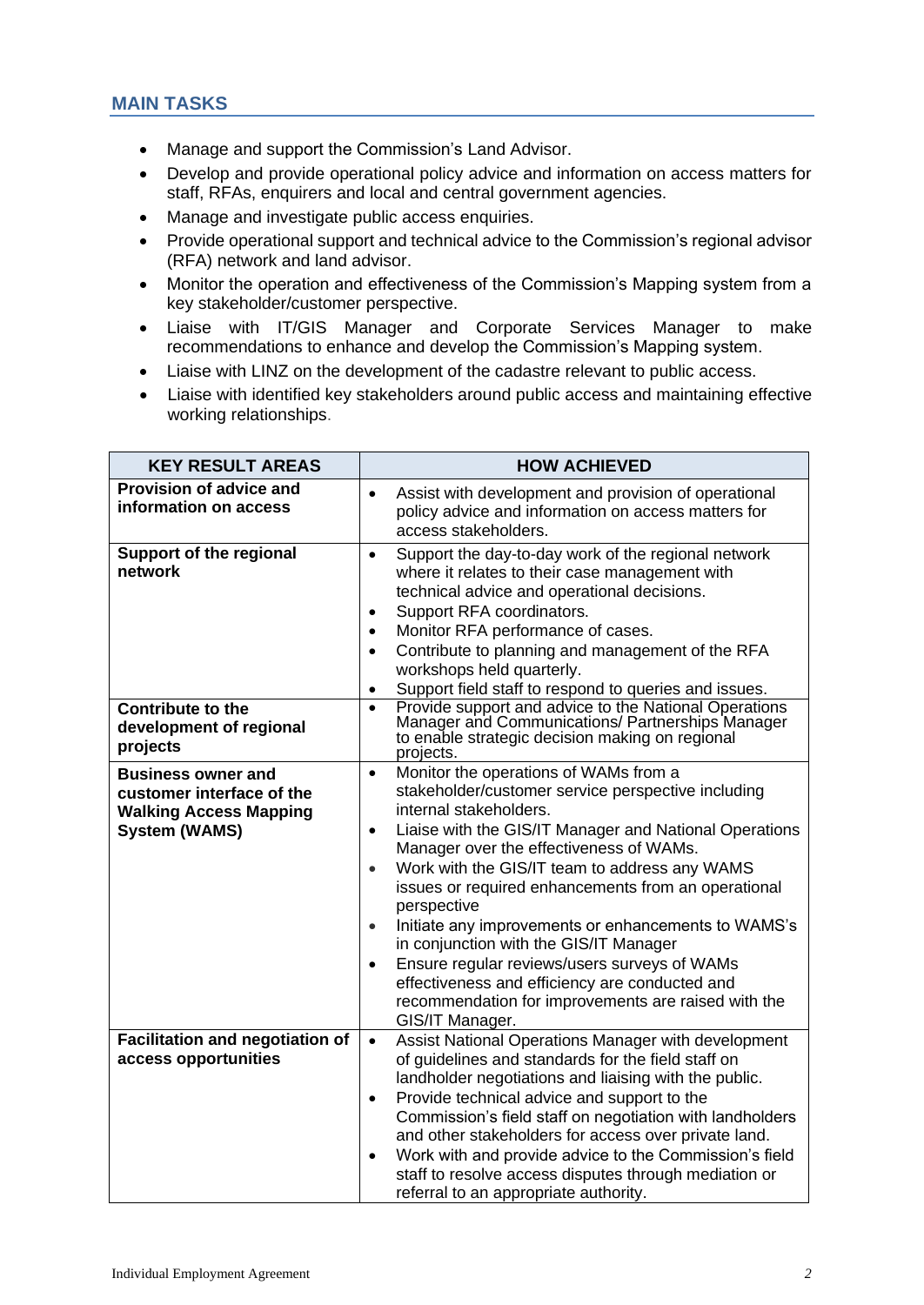## MAIN TASKS

- Manage and support the Commission's Land Advisor.
- Develop and provide operational policy advice and information on access matters for staff, RFAs, enquirers and local and central government agencies.
- Manage and investigate public access enquiries.
- Provide operational support and technical advice to the Commission's regional advisor (RFA) network and land advisor.
- Monitor the operation and effectiveness of the Commission's Mapping system from a key stakeholder/customer perspective.
- Liaise with IT/GIS Manager and Corporate Services Manager to make recommendations to enhance and develop the Commission's Mapping system.
- Liaise with LINZ on the development of the cadastre relevant to public access.
- Liaise with identified key stakeholders around public access and maintaining effective working relationships.

| KEY RESULT AREAS | HOW ACHIEVED |
|---|---|
| **Provision of advice and information on access** | • Assist with development and provision of operational policy advice and information on access matters for access stakeholders. |
| **Support of the regional network** | • Support the day-to-day work of the regional network where it relates to their case management with technical advice and operational decisions.<br>• Support RFA coordinators.<br>• Monitor RFA performance of cases.<br>• Contribute to planning and management of the RFA workshops held quarterly.<br>• Support field staff to respond to queries and issues. |
| **Contribute to the development of regional projects** | • Provide support and advice to the National Operations Manager and Communications/ Partnerships Manager to enable strategic decision making on regional projects. |
| **Business owner and customer interface of the Walking Access Mapping System (WAMS)** | • Monitor the operations of WAMs from a stakeholder/customer service perspective including internal stakeholders.<br>• Liaise with the GIS/IT Manager and National Operations Manager over the effectiveness of WAMs.<br>• Work with the GIS/IT team to address any WAMS issues or required enhancements from an operational perspective<br>• Initiate any improvements or enhancements to WAMS's in conjunction with the GIS/IT Manager<br>• Ensure regular reviews/users surveys of WAMs effectiveness and efficiency are conducted and recommendation for improvements are raised with the GIS/IT Manager. |
| **Facilitation and negotiation of access opportunities** | • Assist National Operations Manager with development of guidelines and standards for the field staff on landholder negotiations and liaising with the public.<br>• Provide technical advice and support to the Commission's field staff on negotiation with landholders and other stakeholders for access over private land.<br>• Work with and provide advice to the Commission's field staff to resolve access disputes through mediation or referral to an appropriate authority. |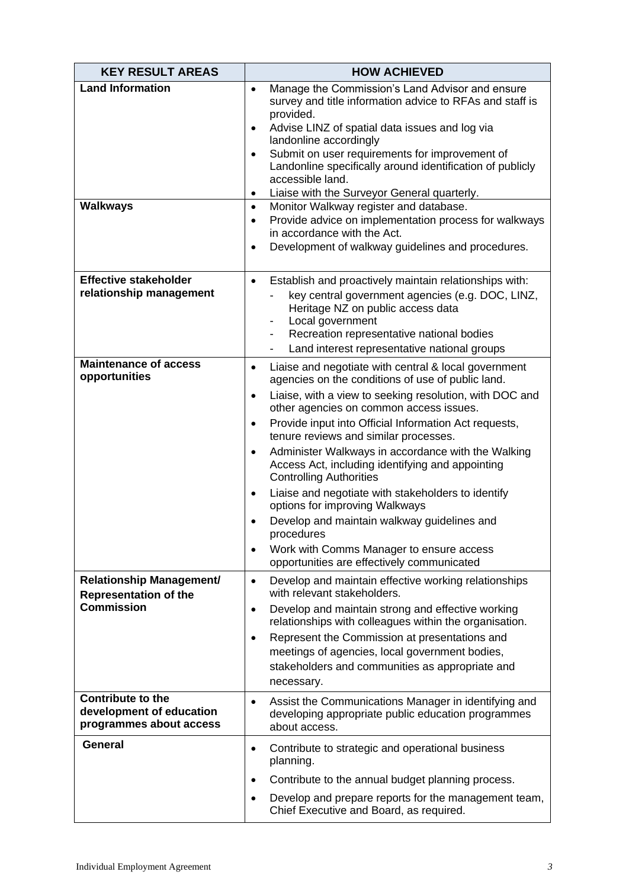| KEY RESULT AREAS | HOW ACHIEVED |
|---|---|
| **Land Information** | • Manage the Commission's Land Advisor and ensure survey and title information advice to RFAs and staff is provided.<br>• Advise LINZ of spatial data issues and log via landonline accordingly<br>• Submit on user requirements for improvement of Landonline specifically around identification of publicly accessible land.<br>• Liaise with the Surveyor General quarterly. |
| **Walkways** | • Monitor Walkway register and database.<br>• Provide advice on implementation process for walkways in accordance with the Act.<br>• Development of walkway guidelines and procedures. |
| **Effective stakeholder relationship management** | • Establish and proactively maintain relationships with:<br>- key central government agencies (e.g. DOC, LINZ, Heritage NZ on public access data<br>- Local government<br>- Recreation representative national bodies<br>- Land interest representative national groups |
| **Maintenance of access opportunities** | • Liaise and negotiate with central & local government agencies on the conditions of use of public land.<br>• Liaise, with a view to seeking resolution, with DOC and other agencies on common access issues.<br>• Provide input into Official Information Act requests, tenure reviews and similar processes.<br>• Administer Walkways in accordance with the Walking Access Act, including identifying and appointing Controlling Authorities<br>• Liaise and negotiate with stakeholders to identify options for improving Walkways<br>• Develop and maintain walkway guidelines and procedures<br>• Work with Comms Manager to ensure access opportunities are effectively communicated |
| **Relationship Management/ Representation of the Commission** | • Develop and maintain effective working relationships with relevant stakeholders.<br>• Develop and maintain strong and effective working relationships with colleagues within the organisation.<br>• Represent the Commission at presentations and meetings of agencies, local government bodies, stakeholders and communities as appropriate and necessary. |
| **Contribute to the development of education programmes about access** | • Assist the Communications Manager in identifying and developing appropriate public education programmes about access. |
| **General** | • Contribute to strategic and operational business planning.<br>• Contribute to the annual budget planning process.<br>• Develop and prepare reports for the management team, Chief Executive and Board, as required. |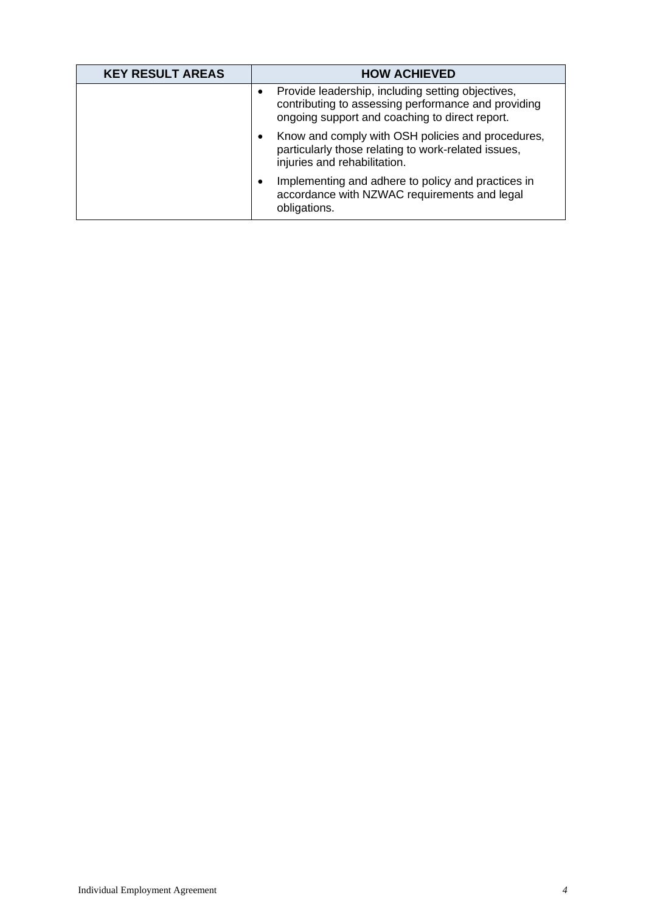| KEY RESULT AREAS | HOW ACHIEVED |
| --- | --- |
| | • Provide leadership, including setting objectives, contributing to assessing performance and providing ongoing support and coaching to direct report.<br>• Know and comply with OSH policies and procedures, particularly those relating to work-related issues, injuries and rehabilitation.<br>• Implementing and adhere to policy and practices in accordance with NZWAC requirements and legal obligations. |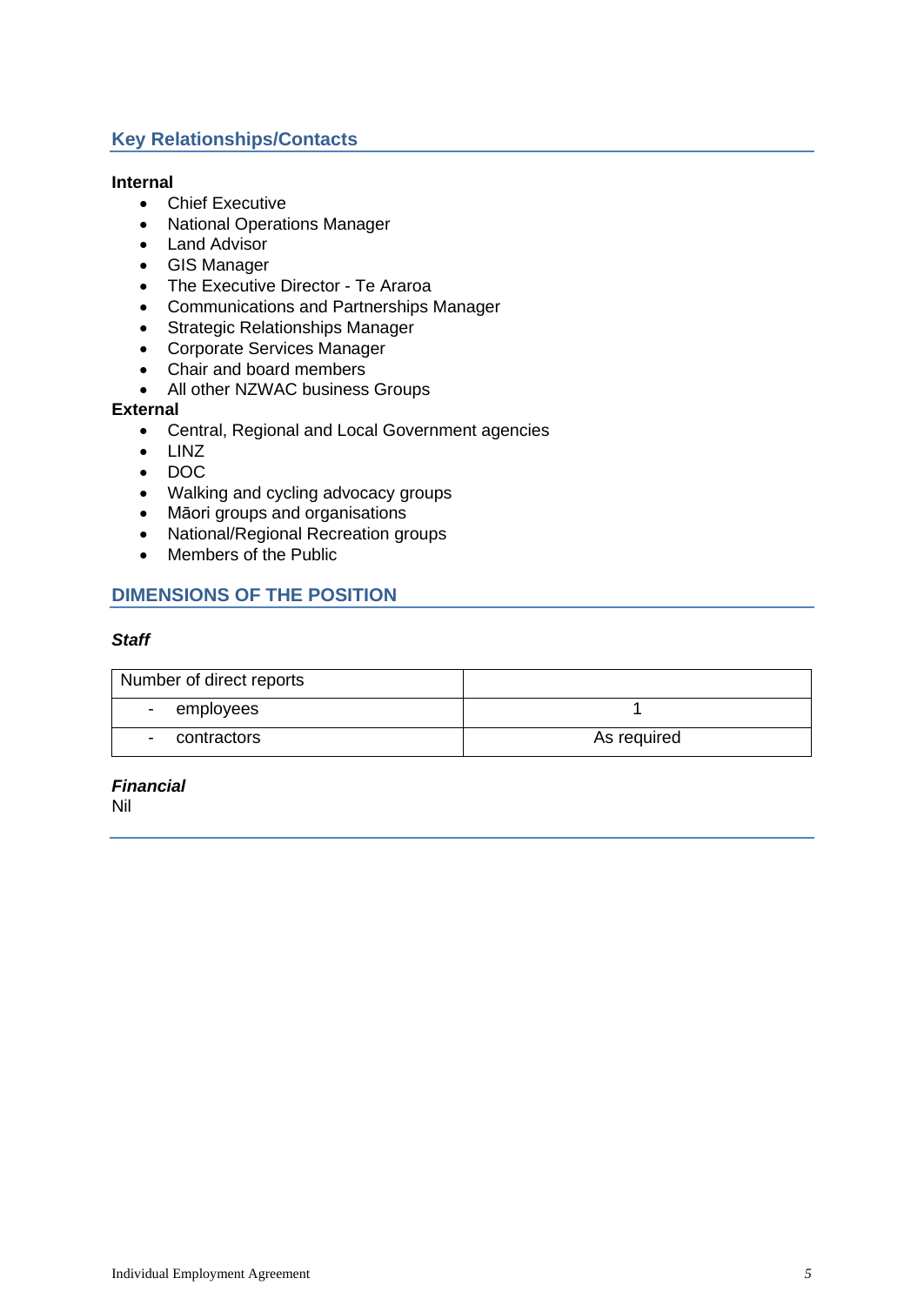## Key Relationships/Contacts

**Internal**

- Chief Executive
- National Operations Manager
- Land Advisor
- GIS Manager
- The Executive Director - Te Araroa
- Communications and Partnerships Manager
- Strategic Relationships Manager
- Corporate Services Manager
- Chair and board members
- All other NZWAC business Groups

**External**

- Central, Regional and Local Government agencies
- LINZ
- DOC
- Walking and cycling advocacy groups
- Māori groups and organisations
- National/Regional Recreation groups
- Members of the Public

## DIMENSIONS OF THE POSITION

***Staff***

| Number of direct reports | |
|---|---|
| - employees | 1 |
| - contractors | As required |

***Financial***

Nil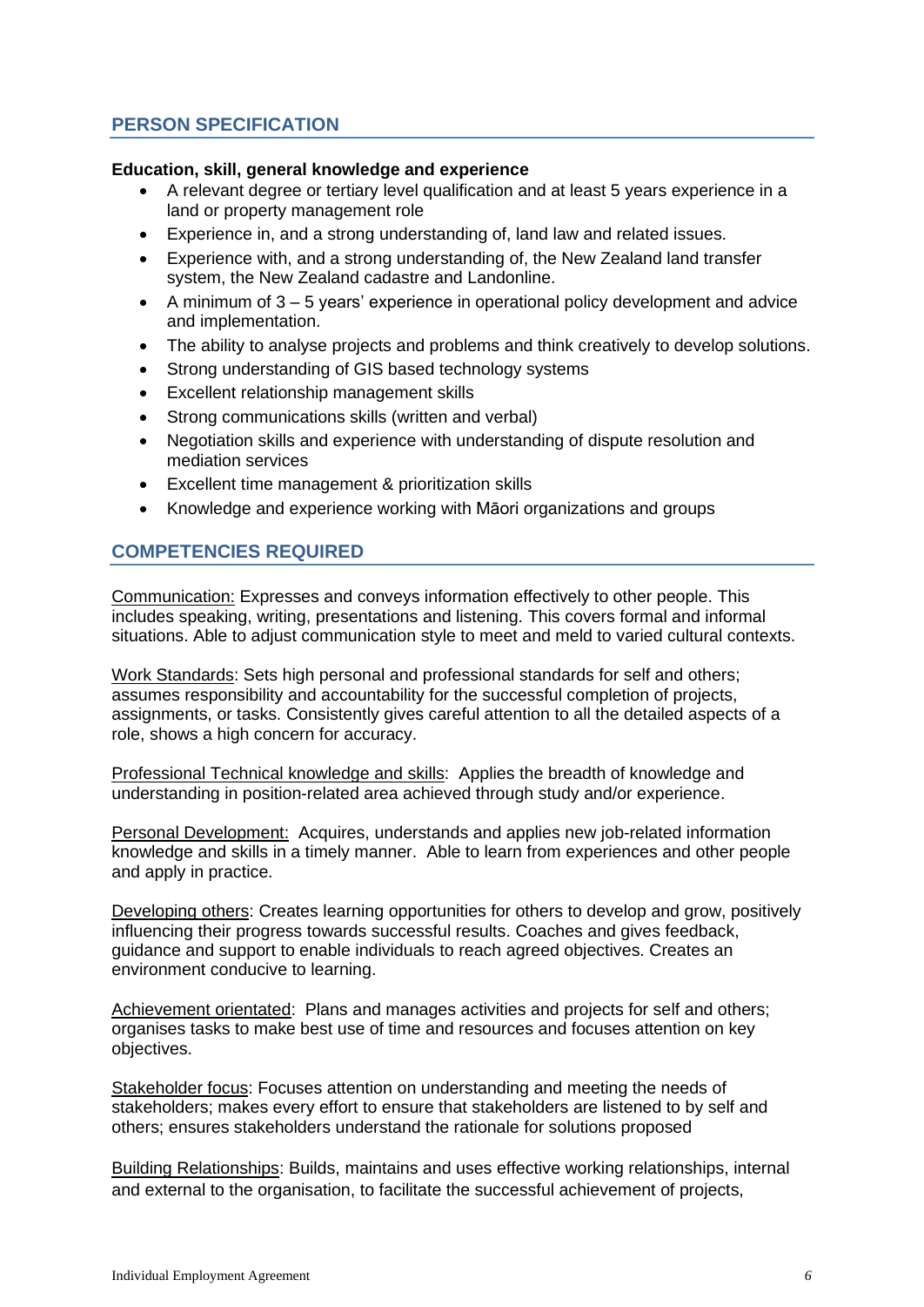## PERSON SPECIFICATION

**Education, skill, general knowledge and experience**

- A relevant degree or tertiary level qualification and at least 5 years experience in a land or property management role
- Experience in, and a strong understanding of, land law and related issues.
- Experience with, and a strong understanding of, the New Zealand land transfer system, the New Zealand cadastre and Landonline.
- A minimum of 3 – 5 years' experience in operational policy development and advice and implementation.
- The ability to analyse projects and problems and think creatively to develop solutions.
- Strong understanding of GIS based technology systems
- Excellent relationship management skills
- Strong communications skills (written and verbal)
- Negotiation skills and experience with understanding of dispute resolution and mediation services
- Excellent time management & prioritization skills
- Knowledge and experience working with Māori organizations and groups

## COMPETENCIES REQUIRED

Communication: Expresses and conveys information effectively to other people. This includes speaking, writing, presentations and listening. This covers formal and informal situations. Able to adjust communication style to meet and meld to varied cultural contexts.

Work Standards: Sets high personal and professional standards for self and others; assumes responsibility and accountability for the successful completion of projects, assignments, or tasks. Consistently gives careful attention to all the detailed aspects of a role, shows a high concern for accuracy.

Professional Technical knowledge and skills: Applies the breadth of knowledge and understanding in position-related area achieved through study and/or experience.

Personal Development: Acquires, understands and applies new job-related information knowledge and skills in a timely manner. Able to learn from experiences and other people and apply in practice.

Developing others: Creates learning opportunities for others to develop and grow, positively influencing their progress towards successful results. Coaches and gives feedback, guidance and support to enable individuals to reach agreed objectives. Creates an environment conducive to learning.

Achievement orientated: Plans and manages activities and projects for self and others; organises tasks to make best use of time and resources and focuses attention on key objectives.

Stakeholder focus: Focuses attention on understanding and meeting the needs of stakeholders; makes every effort to ensure that stakeholders are listened to by self and others; ensures stakeholders understand the rationale for solutions proposed

Building Relationships: Builds, maintains and uses effective working relationships, internal and external to the organisation, to facilitate the successful achievement of projects,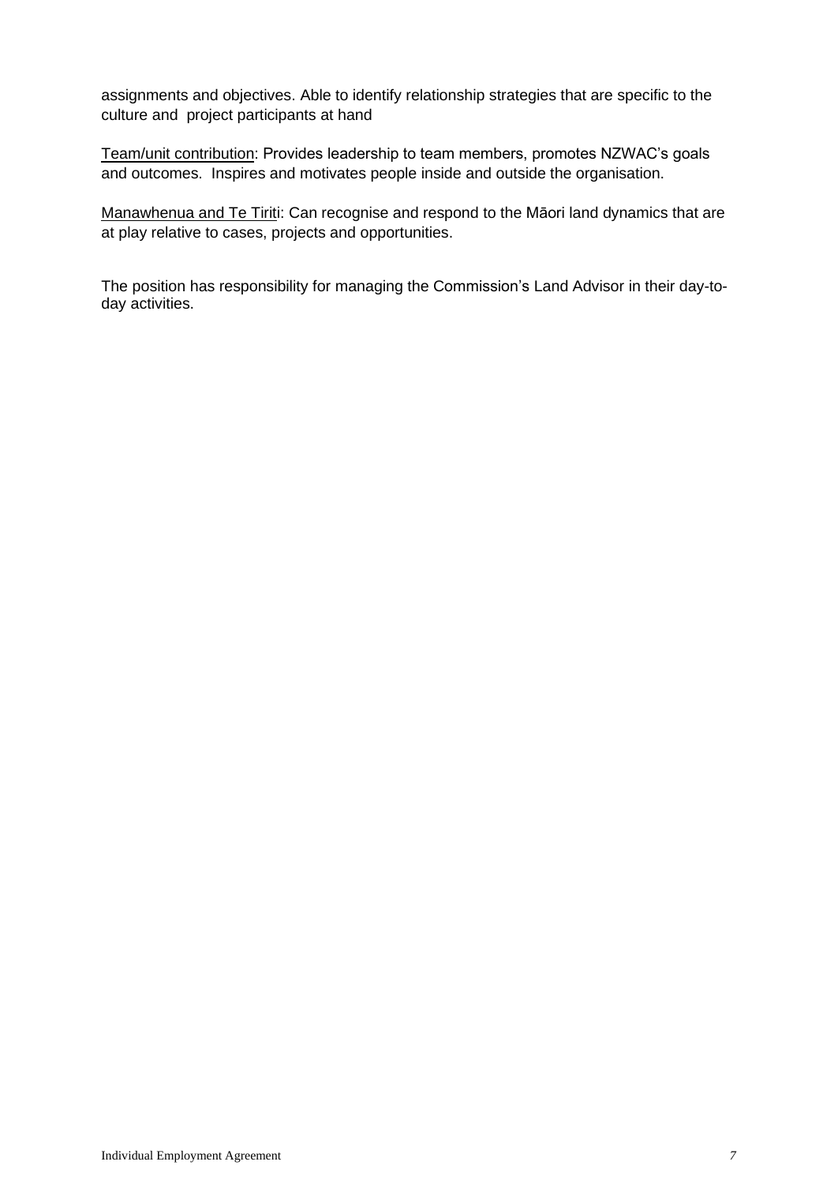assignments and objectives. Able to identify relationship strategies that are specific to the culture and project participants at hand

<u>Team/unit contribution</u>: Provides leadership to team members, promotes NZWAC's goals and outcomes. Inspires and motivates people inside and outside the organisation.

<u>Manawhenua and Te Tiriti</u>: Can recognise and respond to the Māori land dynamics that are at play relative to cases, projects and opportunities.

The position has responsibility for managing the Commission's Land Advisor in their day-to-day activities.